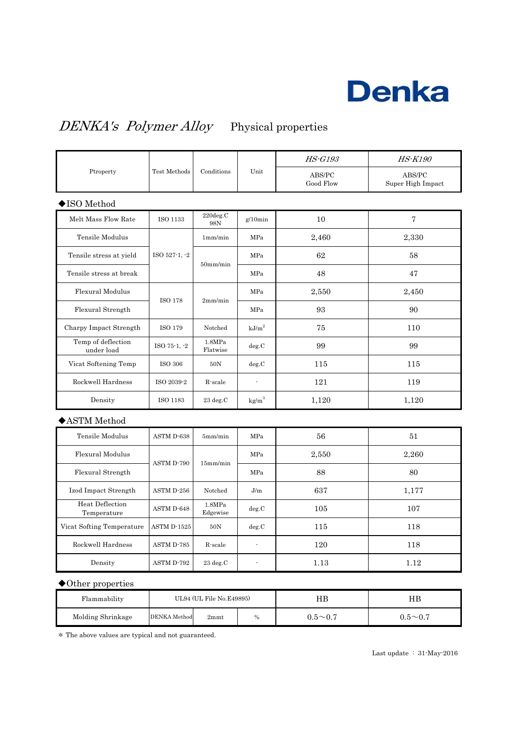Denka

# *DENKA's Polymer Alloy* Physical properties

| Ptroperty | Test Methods | Conditions | Unit | *HS-G193* ABS/PC Good Flow | *HS-K190* ABS/PC Super High Impact |
|---|---|---|---|---|---|

◆ISO Method

| Ptroperty | Test Methods | Conditions | Unit | HS-G193 | HS-K190 |
|---|---|---|---|---|---|
| Melt Mass Flow Rate | ISO 1133 | 220deg.C 98N | g/10min | 10 | 7 |
| Tensile Modulus | ISO 527-1, -2 | 1mm/min | MPa | 2,460 | 2,330 |
| Tensile stress at yield | ISO 527-1, -2 | 50mm/min | MPa | 62 | 58 |
| Tensile stress at break | ISO 527-1, -2 | 50mm/min | MPa | 48 | 47 |
| Flexural Modulus | ISO 178 | 2mm/min | MPa | 2,550 | 2,450 |
| Flexural Strength | ISO 178 | 2mm/min | MPa | 93 | 90 |
| Charpy Impact Strength | ISO 179 | Notched | $kJ/m^2$ | 75 | 110 |
| Temp of deflection under load | ISO 75-1, -2 | 1.8MPa Flatwise | deg.C | 99 | 99 |
| Vicat Softening Temp | ISO 306 | 50N | deg.C | 115 | 115 |
| Rockwell Hardness | ISO 2039-2 | R-scale | - | 121 | 119 |
| Density | ISO 1183 | 23 deg.C | $kg/m^3$ | 1,120 | 1,120 |

◆ASTM Method

| Ptroperty | Test Methods | Conditions | Unit | HS-G193 | HS-K190 |
|---|---|---|---|---|---|
| Tensile Modulus | ASTM D-638 | 5mm/min | MPa | 56 | 51 |
| Flexural Modulus | ASTM D-790 | 15mm/min | MPa | 2,550 | 2,260 |
| Flexural Strength | ASTM D-790 | 15mm/min | MPa | 88 | 80 |
| Izod Impact Strength | ASTM D-256 | Notched | J/m | 637 | 1,177 |
| Heat Deflection Temperature | ASTM D-648 | 1.8MPa Edgewise | deg.C | 105 | 107 |
| Vicat Softing Temperature | ASTM D-1525 | 50N | deg.C | 115 | 118 |
| Rockwell Hardness | ASTM D-785 | R-scale | - | 120 | 118 |
| Density | ASTM D-792 | 23 deg.C | - | 1.13 | 1.12 |

◆Other properties

| Ptroperty | Test Methods | Conditions | Unit | HS-G193 | HS-K190 |
|---|---|---|---|---|---|
| Flammability | UL94 (UL File No.E49895) | | | HB | HB |
| Molding Shrinkage | DENKA Method | 2mmt | % | 0.5～0.7 | 0.5～0.7 |

＊ The above values are typical and not guaranteed.

Last update ： 31-May-2016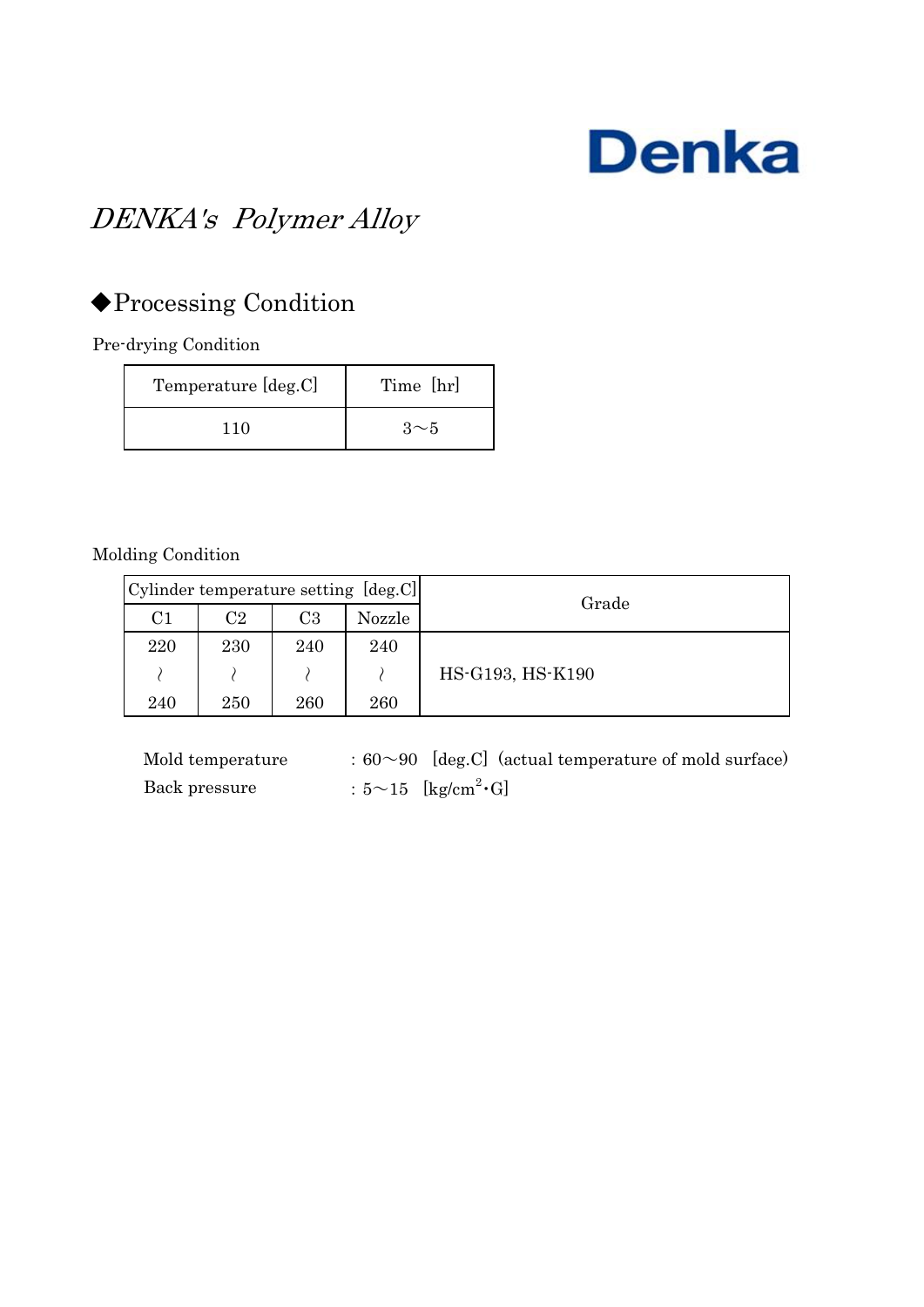Denka

*DENKA's Polymer Alloy*

## ◆Processing Condition

Pre-drying Condition

| Temperature [deg.C] | Time [hr] |
| --- | --- |
| 110 | 3〜5 |

Molding Condition

| Cylinder temperature setting [deg.C] | | | | Grade |
| --- | --- | --- | --- | --- |
| C1 | C2 | C3 | Nozzle | |
| 220 〜 240 | 230 〜 250 | 240 〜 260 | 240 〜 260 | HS-G193, HS-K190 |

Mold temperature : 60〜90 [deg.C] (actual temperature of mold surface)

Back pressure : 5〜15 [kg/cm$^2$・G]